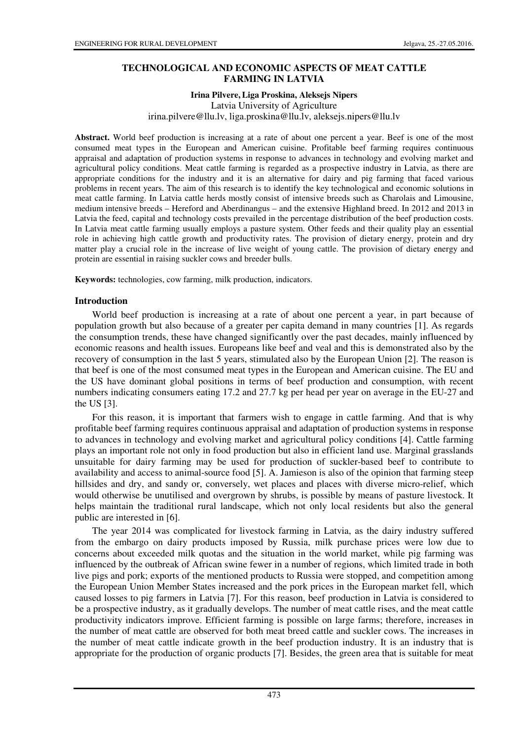# TECHNOLOGICAL AND ECONOMIC ASPECTS OF MEAT CATTLE FARMING IN LATVIA

**Irina Pilvere, Liga Proskina, Aleksejs Nipers**

Latvia University of Agriculture

irina.pilvere@llu.lv, liga.proskina@llu.lv, aleksejs.nipers@llu.lv

**Abstract.** World beef production is increasing at a rate of about one percent a year. Beef is one of the most consumed meat types in the European and American cuisine. Profitable beef farming requires continuous appraisal and adaptation of production systems in response to advances in technology and evolving market and agricultural policy conditions. Meat cattle farming is regarded as a prospective industry in Latvia, as there are appropriate conditions for the industry and it is an alternative for dairy and pig farming that faced various problems in recent years. The aim of this research is to identify the key technological and economic solutions in meat cattle farming. In Latvia cattle herds mostly consist of intensive breeds such as Charolais and Limousine, medium intensive breeds – Hereford and Aberdinangus – and the extensive Highland breed. In 2012 and 2013 in Latvia the feed, capital and technology costs prevailed in the percentage distribution of the beef production costs. In Latvia meat cattle farming usually employs a pasture system. Other feeds and their quality play an essential role in achieving high cattle growth and productivity rates. The provision of dietary energy, protein and dry matter play a crucial role in the increase of live weight of young cattle. The provision of dietary energy and protein are essential in raising suckler cows and breeder bulls.

**Keywords:** technologies, cow farming, milk production, indicators.

## Introduction

World beef production is increasing at a rate of about one percent a year, in part because of population growth but also because of a greater per capita demand in many countries [1]. As regards the consumption trends, these have changed significantly over the past decades, mainly influenced by economic reasons and health issues. Europeans like beef and veal and this is demonstrated also by the recovery of consumption in the last 5 years, stimulated also by the European Union [2]. The reason is that beef is one of the most consumed meat types in the European and American cuisine. The EU and the US have dominant global positions in terms of beef production and consumption, with recent numbers indicating consumers eating 17.2 and 27.7 kg per head per year on average in the EU-27 and the US [3].

For this reason, it is important that farmers wish to engage in cattle farming. And that is why profitable beef farming requires continuous appraisal and adaptation of production systems in response to advances in technology and evolving market and agricultural policy conditions [4]. Cattle farming plays an important role not only in food production but also in efficient land use. Marginal grasslands unsuitable for dairy farming may be used for production of suckler-based beef to contribute to availability and access to animal-source food [5]. A. Jamieson is also of the opinion that farming steep hillsides and dry, and sandy or, conversely, wet places and places with diverse micro-relief, which would otherwise be unutilised and overgrown by shrubs, is possible by means of pasture livestock. It helps maintain the traditional rural landscape, which not only local residents but also the general public are interested in [6].

The year 2014 was complicated for livestock farming in Latvia, as the dairy industry suffered from the embargo on dairy products imposed by Russia, milk purchase prices were low due to concerns about exceeded milk quotas and the situation in the world market, while pig farming was influenced by the outbreak of African swine fewer in a number of regions, which limited trade in both live pigs and pork; exports of the mentioned products to Russia were stopped, and competition among the European Union Member States increased and the pork prices in the European market fell, which caused losses to pig farmers in Latvia [7]. For this reason, beef production in Latvia is considered to be a prospective industry, as it gradually develops. The number of meat cattle rises, and the meat cattle productivity indicators improve. Efficient farming is possible on large farms; therefore, increases in the number of meat cattle are observed for both meat breed cattle and suckler cows. The increases in the number of meat cattle indicate growth in the beef production industry. It is an industry that is appropriate for the production of organic products [7]. Besides, the green area that is suitable for meat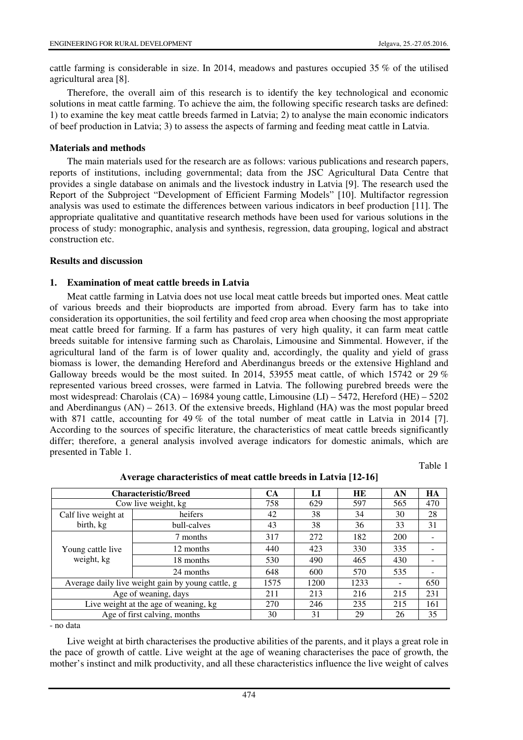cattle farming is considerable in size. In 2014, meadows and pastures occupied 35 % of the utilised agricultural area [8].

Therefore, the overall aim of this research is to identify the key technological and economic solutions in meat cattle farming. To achieve the aim, the following specific research tasks are defined: 1) to examine the key meat cattle breeds farmed in Latvia; 2) to analyse the main economic indicators of beef production in Latvia; 3) to assess the aspects of farming and feeding meat cattle in Latvia.

## Materials and methods

The main materials used for the research are as follows: various publications and research papers, reports of institutions, including governmental; data from the JSC Agricultural Data Centre that provides a single database on animals and the livestock industry in Latvia [9]. The research used the Report of the Subproject "Development of Efficient Farming Models" [10]. Multifactor regression analysis was used to estimate the differences between various indicators in beef production [11]. The appropriate qualitative and quantitative research methods have been used for various solutions in the process of study: monographic, analysis and synthesis, regression, data grouping, logical and abstract construction etc.

## Results and discussion

### 1. Examination of meat cattle breeds in Latvia

Meat cattle farming in Latvia does not use local meat cattle breeds but imported ones. Meat cattle of various breeds and their bioproducts are imported from abroad. Every farm has to take into consideration its opportunities, the soil fertility and feed crop area when choosing the most appropriate meat cattle breed for farming. If a farm has pastures of very high quality, it can farm meat cattle breeds suitable for intensive farming such as Charolais, Limousine and Simmental. However, if the agricultural land of the farm is of lower quality and, accordingly, the quality and yield of grass biomass is lower, the demanding Hereford and Aberdinangus breeds or the extensive Highland and Galloway breeds would be the most suited. In 2014, 53955 meat cattle, of which 15742 or 29 % represented various breed crosses, were farmed in Latvia. The following purebred breeds were the most widespread: Charolais (CA) – 16984 young cattle, Limousine (LI) – 5472, Hereford (HE) – 5202 and Aberdinangus (AN) – 2613. Of the extensive breeds, Highland (HA) was the most popular breed with 871 cattle, accounting for 49 % of the total number of meat cattle in Latvia in 2014 [7]. According to the sources of specific literature, the characteristics of meat cattle breeds significantly differ; therefore, a general analysis involved average indicators for domestic animals, which are presented in Table 1.

Table 1

**Average characteristics of meat cattle breeds in Latvia [12-16]**

| Characteristic/Breed | | CA | LI | HE | AN | HA |
|---|---|---|---|---|---|---|
| Cow live weight, kg | | 758 | 629 | 597 | 565 | 470 |
| Calf live weight at birth, kg | heifers | 42 | 38 | 34 | 30 | 28 |
| | bull-calves | 43 | 38 | 36 | 33 | 31 |
| Young cattle live weight, kg | 7 months | 317 | 272 | 182 | 200 | - |
| | 12 months | 440 | 423 | 330 | 335 | - |
| | 18 months | 530 | 490 | 465 | 430 | - |
| | 24 months | 648 | 600 | 570 | 535 | - |
| Average daily live weight gain by young cattle, g | | 1575 | 1200 | 1233 | - | 650 |
| Age of weaning, days | | 211 | 213 | 216 | 215 | 231 |
| Live weight at the age of weaning, kg | | 270 | 246 | 235 | 215 | 161 |
| Age of first calving, months | | 30 | 31 | 29 | 26 | 35 |

- no data

Live weight at birth characterises the productive abilities of the parents, and it plays a great role in the pace of growth of cattle. Live weight at the age of weaning characterises the pace of growth, the mother's instinct and milk productivity, and all these characteristics influence the live weight of calves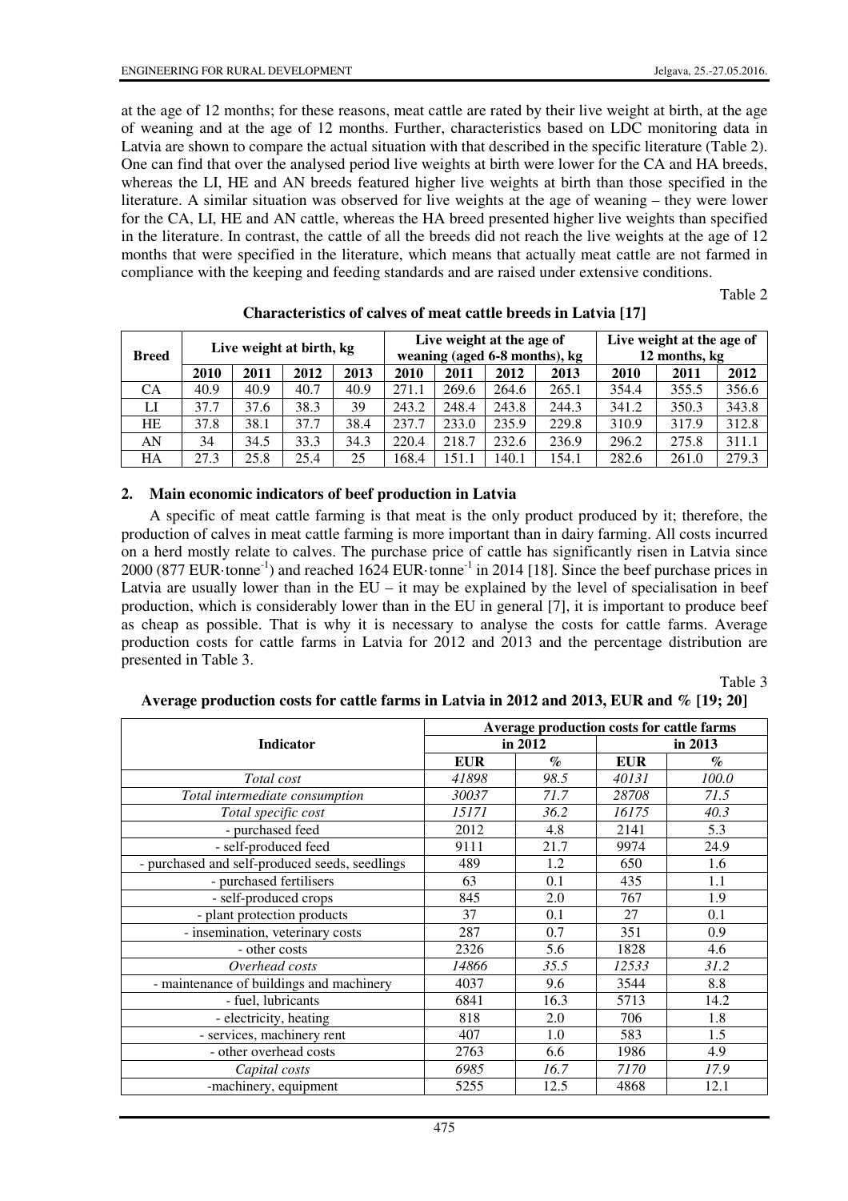at the age of 12 months; for these reasons, meat cattle are rated by their live weight at birth, at the age of weaning and at the age of 12 months. Further, characteristics based on LDC monitoring data in Latvia are shown to compare the actual situation with that described in the specific literature (Table 2). One can find that over the analysed period live weights at birth were lower for the CA and HA breeds, whereas the LI, HE and AN breeds featured higher live weights at birth than those specified in the literature. A similar situation was observed for live weights at the age of weaning – they were lower for the CA, LI, HE and AN cattle, whereas the HA breed presented higher live weights than specified in the literature. In contrast, the cattle of all the breeds did not reach the live weights at the age of 12 months that were specified in the literature, which means that actually meat cattle are not farmed in compliance with the keeping and feeding standards and are raised under extensive conditions.

Table 2

**Characteristics of calves of meat cattle breeds in Latvia [17]**

| Breed | Live weight at birth, kg | | | | Live weight at the age of weaning (aged 6-8 months), kg | | | | Live weight at the age of 12 months, kg | | |
|---|---|---|---|---|---|---|---|---|---|---|---|
| | 2010 | 2011 | 2012 | 2013 | 2010 | 2011 | 2012 | 2013 | 2010 | 2011 | 2012 |
| CA | 40.9 | 40.9 | 40.7 | 40.9 | 271.1 | 269.6 | 264.6 | 265.1 | 354.4 | 355.5 | 356.6 |
| LI | 37.7 | 37.6 | 38.3 | 39 | 243.2 | 248.4 | 243.8 | 244.3 | 341.2 | 350.3 | 343.8 |
| HE | 37.8 | 38.1 | 37.7 | 38.4 | 237.7 | 233.0 | 235.9 | 229.8 | 310.9 | 317.9 | 312.8 |
| AN | 34 | 34.5 | 33.3 | 34.3 | 220.4 | 218.7 | 232.6 | 236.9 | 296.2 | 275.8 | 311.1 |
| HA | 27.3 | 25.8 | 25.4 | 25 | 168.4 | 151.1 | 140.1 | 154.1 | 282.6 | 261.0 | 279.3 |

## 2. Main economic indicators of beef production in Latvia

A specific of meat cattle farming is that meat is the only product produced by it; therefore, the production of calves in meat cattle farming is more important than in dairy farming. All costs incurred on a herd mostly relate to calves. The purchase price of cattle has significantly risen in Latvia since 2000 (877 EUR·tonne$^{-1}$) and reached 1624 EUR·tonne$^{-1}$ in 2014 [18]. Since the beef purchase prices in Latvia are usually lower than in the EU – it may be explained by the level of specialisation in beef production, which is considerably lower than in the EU in general [7], it is important to produce beef as cheap as possible. That is why it is necessary to analyse the costs for cattle farms. Average production costs for cattle farms in Latvia for 2012 and 2013 and the percentage distribution are presented in Table 3.

Table 3

**Average production costs for cattle farms in Latvia in 2012 and 2013, EUR and % [19; 20]**

| Indicator | Average production costs for cattle farms | | | |
|---|---|---|---|---|
| | in 2012 | | in 2013 | |
| | EUR | % | EUR | % |
| *Total cost* | *41898* | *98.5* | *40131* | *100.0* |
| *Total intermediate consumption* | *30037* | *71.7* | *28708* | *71.5* |
| *Total specific cost* | *15171* | *36.2* | *16175* | *40.3* |
| - purchased feed | 2012 | 4.8 | 2141 | 5.3 |
| - self-produced feed | 9111 | 21.7 | 9974 | 24.9 |
| - purchased and self-produced seeds, seedlings | 489 | 1.2 | 650 | 1.6 |
| - purchased fertilisers | 63 | 0.1 | 435 | 1.1 |
| - self-produced crops | 845 | 2.0 | 767 | 1.9 |
| - plant protection products | 37 | 0.1 | 27 | 0.1 |
| - insemination, veterinary costs | 287 | 0.7 | 351 | 0.9 |
| - other costs | 2326 | 5.6 | 1828 | 4.6 |
| *Overhead costs* | *14866* | *35.5* | *12533* | *31.2* |
| - maintenance of buildings and machinery | 4037 | 9.6 | 3544 | 8.8 |
| - fuel, lubricants | 6841 | 16.3 | 5713 | 14.2 |
| - electricity, heating | 818 | 2.0 | 706 | 1.8 |
| - services, machinery rent | 407 | 1.0 | 583 | 1.5 |
| - other overhead costs | 2763 | 6.6 | 1986 | 4.9 |
| *Capital costs* | *6985* | *16.7* | *7170* | *17.9* |
| -machinery, equipment | 5255 | 12.5 | 4868 | 12.1 |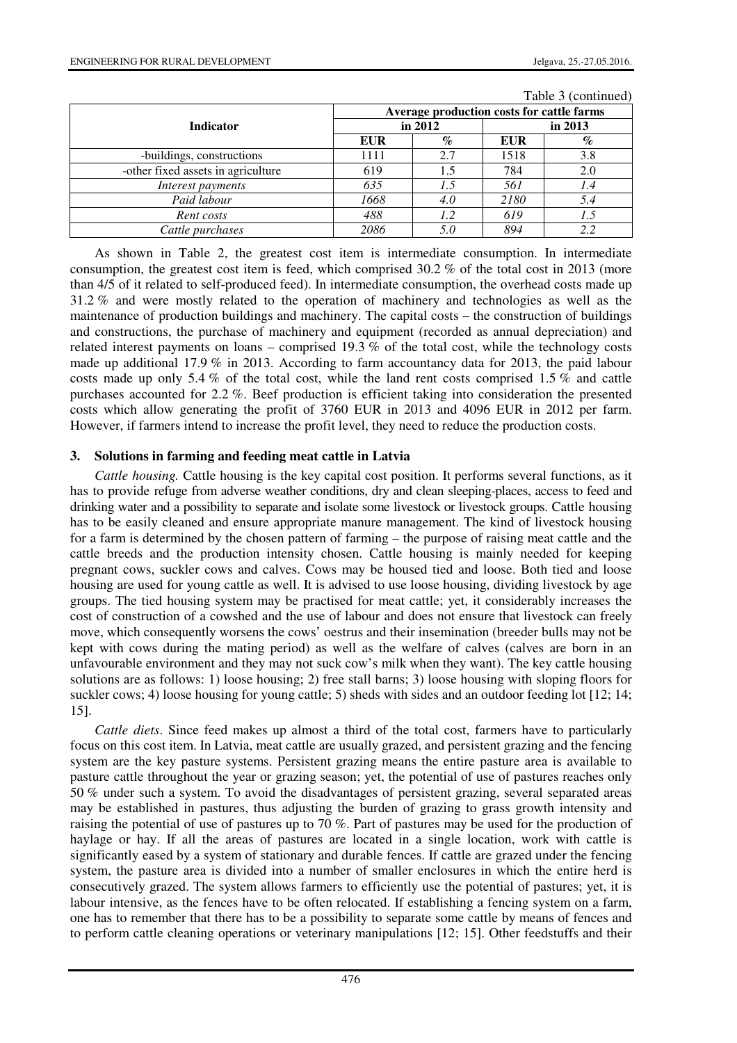Table 3 (continued)

| Indicator | Average production costs for cattle farms | | | |
|---|---|---|---|---|
| | in 2012 | | in 2013 | |
| | **EUR** | **%** | **EUR** | **%** |
| -buildings, constructions | 1111 | 2.7 | 1518 | 3.8 |
| -other fixed assets in agriculture | 619 | 1.5 | 784 | 2.0 |
| *Interest payments* | *635* | *1.5* | *561* | *1.4* |
| *Paid labour* | *1668* | *4.0* | *2180* | *5.4* |
| *Rent costs* | *488* | *1.2* | *619* | *1.5* |
| *Cattle purchases* | *2086* | *5.0* | *894* | *2.2* |

As shown in Table 2, the greatest cost item is intermediate consumption. In intermediate consumption, the greatest cost item is feed, which comprised 30.2 % of the total cost in 2013 (more than 4/5 of it related to self-produced feed). In intermediate consumption, the overhead costs made up 31.2 % and were mostly related to the operation of machinery and technologies as well as the maintenance of production buildings and machinery. The capital costs – the construction of buildings and constructions, the purchase of machinery and equipment (recorded as annual depreciation) and related interest payments on loans – comprised 19.3 % of the total cost, while the technology costs made up additional 17.9 % in 2013. According to farm accountancy data for 2013, the paid labour costs made up only 5.4 % of the total cost, while the land rent costs comprised 1.5 % and cattle purchases accounted for 2.2 %. Beef production is efficient taking into consideration the presented costs which allow generating the profit of 3760 EUR in 2013 and 4096 EUR in 2012 per farm. However, if farmers intend to increase the profit level, they need to reduce the production costs.

## 3. Solutions in farming and feeding meat cattle in Latvia

*Cattle housing.* Cattle housing is the key capital cost position. It performs several functions, as it has to provide refuge from adverse weather conditions, dry and clean sleeping-places, access to feed and drinking water and a possibility to separate and isolate some livestock or livestock groups. Cattle housing has to be easily cleaned and ensure appropriate manure management. The kind of livestock housing for a farm is determined by the chosen pattern of farming – the purpose of raising meat cattle and the cattle breeds and the production intensity chosen. Cattle housing is mainly needed for keeping pregnant cows, suckler cows and calves. Cows may be housed tied and loose. Both tied and loose housing are used for young cattle as well. It is advised to use loose housing, dividing livestock by age groups. The tied housing system may be practised for meat cattle; yet, it considerably increases the cost of construction of a cowshed and the use of labour and does not ensure that livestock can freely move, which consequently worsens the cows' oestrus and their insemination (breeder bulls may not be kept with cows during the mating period) as well as the welfare of calves (calves are born in an unfavourable environment and they may not suck cow's milk when they want). The key cattle housing solutions are as follows: 1) loose housing; 2) free stall barns; 3) loose housing with sloping floors for suckler cows; 4) loose housing for young cattle; 5) sheds with sides and an outdoor feeding lot [12; 14; 15].

*Cattle diets*. Since feed makes up almost a third of the total cost, farmers have to particularly focus on this cost item. In Latvia, meat cattle are usually grazed, and persistent grazing and the fencing system are the key pasture systems. Persistent grazing means the entire pasture area is available to pasture cattle throughout the year or grazing season; yet, the potential of use of pastures reaches only 50 % under such a system. To avoid the disadvantages of persistent grazing, several separated areas may be established in pastures, thus adjusting the burden of grazing to grass growth intensity and raising the potential of use of pastures up to 70 %. Part of pastures may be used for the production of haylage or hay. If all the areas of pastures are located in a single location, work with cattle is significantly eased by a system of stationary and durable fences. If cattle are grazed under the fencing system, the pasture area is divided into a number of smaller enclosures in which the entire herd is consecutively grazed. The system allows farmers to efficiently use the potential of pastures; yet, it is labour intensive, as the fences have to be often relocated. If establishing a fencing system on a farm, one has to remember that there has to be a possibility to separate some cattle by means of fences and to perform cattle cleaning operations or veterinary manipulations [12; 15]. Other feedstuffs and their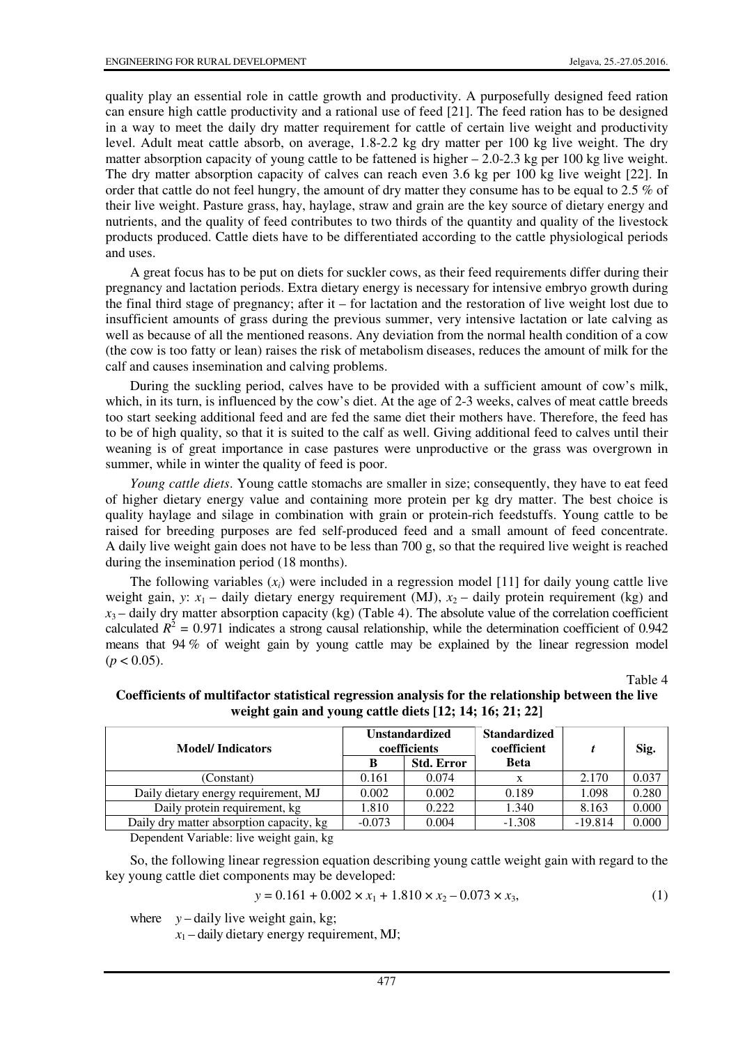quality play an essential role in cattle growth and productivity. A purposefully designed feed ration can ensure high cattle productivity and a rational use of feed [21]. The feed ration has to be designed in a way to meet the daily dry matter requirement for cattle of certain live weight and productivity level. Adult meat cattle absorb, on average, 1.8-2.2 kg dry matter per 100 kg live weight. The dry matter absorption capacity of young cattle to be fattened is higher – 2.0-2.3 kg per 100 kg live weight. The dry matter absorption capacity of calves can reach even 3.6 kg per 100 kg live weight [22]. In order that cattle do not feel hungry, the amount of dry matter they consume has to be equal to 2.5 % of their live weight. Pasture grass, hay, haylage, straw and grain are the key source of dietary energy and nutrients, and the quality of feed contributes to two thirds of the quantity and quality of the livestock products produced. Cattle diets have to be differentiated according to the cattle physiological periods and uses.

A great focus has to be put on diets for suckler cows, as their feed requirements differ during their pregnancy and lactation periods. Extra dietary energy is necessary for intensive embryo growth during the final third stage of pregnancy; after it – for lactation and the restoration of live weight lost due to insufficient amounts of grass during the previous summer, very intensive lactation or late calving as well as because of all the mentioned reasons. Any deviation from the normal health condition of a cow (the cow is too fatty or lean) raises the risk of metabolism diseases, reduces the amount of milk for the calf and causes insemination and calving problems.

During the suckling period, calves have to be provided with a sufficient amount of cow's milk, which, in its turn, is influenced by the cow's diet. At the age of 2-3 weeks, calves of meat cattle breeds too start seeking additional feed and are fed the same diet their mothers have. Therefore, the feed has to be of high quality, so that it is suited to the calf as well. Giving additional feed to calves until their weaning is of great importance in case pastures were unproductive or the grass was overgrown in summer, while in winter the quality of feed is poor.

*Young cattle diets*. Young cattle stomachs are smaller in size; consequently, they have to eat feed of higher dietary energy value and containing more protein per kg dry matter. The best choice is quality haylage and silage in combination with grain or protein-rich feedstuffs. Young cattle to be raised for breeding purposes are fed self-produced feed and a small amount of feed concentrate. A daily live weight gain does not have to be less than 700 g, so that the required live weight is reached during the insemination period (18 months).

The following variables ($x_i$) were included in a regression model [11] for daily young cattle live weight gain, $y$: $x_1$ – daily dietary energy requirement (MJ), $x_2$ – daily protein requirement (kg) and $x_3$ – daily dry matter absorption capacity (kg) (Table 4). The absolute value of the correlation coefficient calculated $R^2 = 0.971$ indicates a strong causal relationship, while the determination coefficient of 0.942 means that 94 % of weight gain by young cattle may be explained by the linear regression model ($p < 0.05$).

Table 4

**Coefficients of multifactor statistical regression analysis for the relationship between the live weight gain and young cattle diets [12; 14; 16; 21; 22]**

| Model/ Indicators | Unstandardized coefficients | | Standardized coefficient | *t* | Sig. |
|---|---|---|---|---|---|
| | B | Std. Error | Beta | | |
| (Constant) | 0.161 | 0.074 | x | 2.170 | 0.037 |
| Daily dietary energy requirement, MJ | 0.002 | 0.002 | 0.189 | 1.098 | 0.280 |
| Daily protein requirement, kg | 1.810 | 0.222 | 1.340 | 8.163 | 0.000 |
| Daily dry matter absorption capacity, kg | -0.073 | 0.004 | -1.308 | -19.814 | 0.000 |

Dependent Variable: live weight gain, kg

So, the following linear regression equation describing young cattle weight gain with regard to the key young cattle diet components may be developed:

$$y = 0.161 + 0.002 \times x_1 + 1.810 \times x_2 - 0.073 \times x_3, \tag{1}$$

where $y$ – daily live weight gain, kg;
$x_1$ – daily dietary energy requirement, MJ;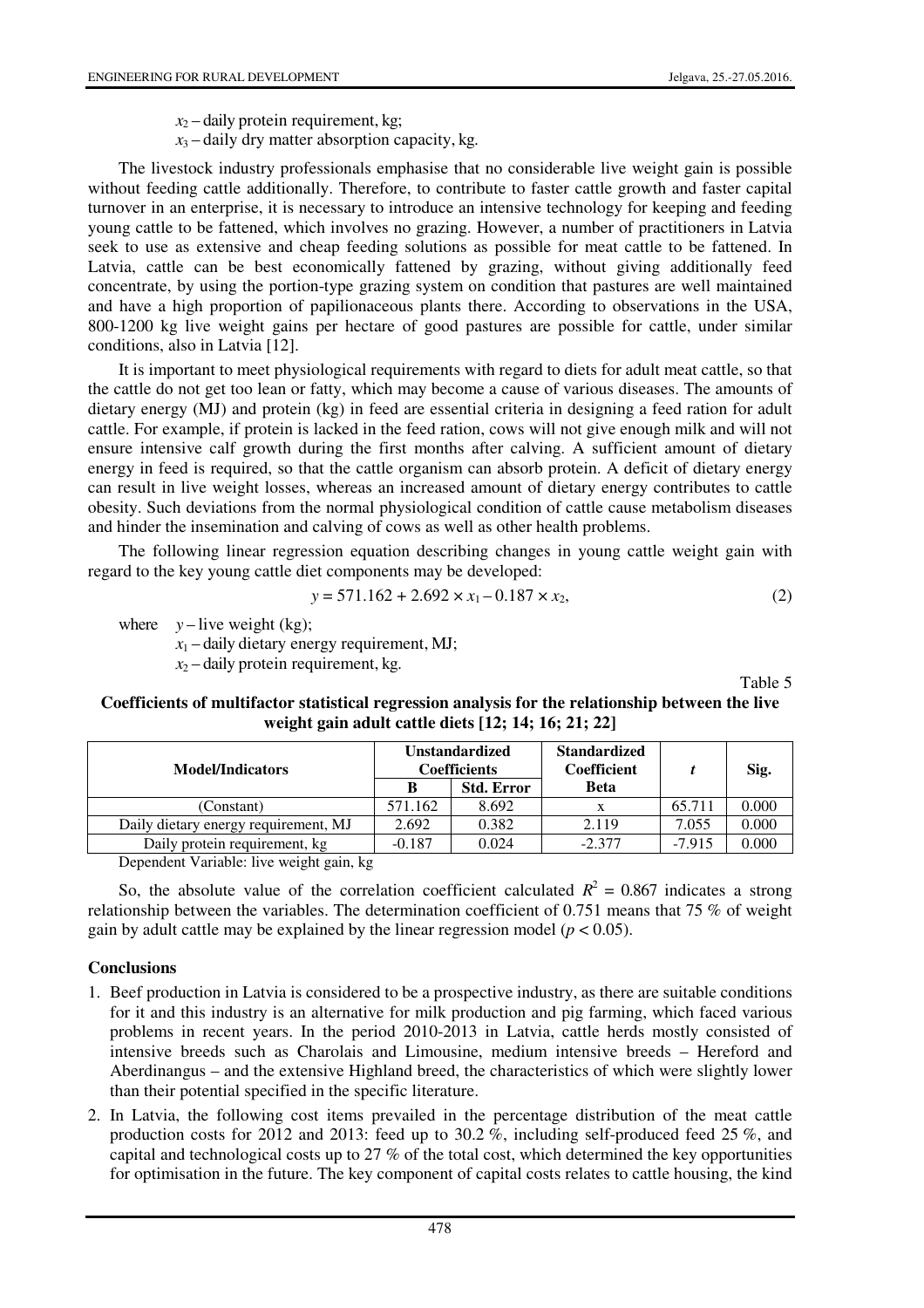$x_2$ – daily protein requirement, kg;

$x_3$ – daily dry matter absorption capacity, kg.

The livestock industry professionals emphasise that no considerable live weight gain is possible without feeding cattle additionally. Therefore, to contribute to faster cattle growth and faster capital turnover in an enterprise, it is necessary to introduce an intensive technology for keeping and feeding young cattle to be fattened, which involves no grazing. However, a number of practitioners in Latvia seek to use as extensive and cheap feeding solutions as possible for meat cattle to be fattened. In Latvia, cattle can be best economically fattened by grazing, without giving additionally feed concentrate, by using the portion-type grazing system on condition that pastures are well maintained and have a high proportion of papilionaceous plants there. According to observations in the USA, 800-1200 kg live weight gains per hectare of good pastures are possible for cattle, under similar conditions, also in Latvia [12].

It is important to meet physiological requirements with regard to diets for adult meat cattle, so that the cattle do not get too lean or fatty, which may become a cause of various diseases. The amounts of dietary energy (MJ) and protein (kg) in feed are essential criteria in designing a feed ration for adult cattle. For example, if protein is lacked in the feed ration, cows will not give enough milk and will not ensure intensive calf growth during the first months after calving. A sufficient amount of dietary energy in feed is required, so that the cattle organism can absorb protein. A deficit of dietary energy can result in live weight losses, whereas an increased amount of dietary energy contributes to cattle obesity. Such deviations from the normal physiological condition of cattle cause metabolism diseases and hinder the insemination and calving of cows as well as other health problems.

The following linear regression equation describing changes in young cattle weight gain with regard to the key young cattle diet components may be developed:

$$y = 571.162 + 2.692 \times x_1 - 0.187 \times x_2, \tag{2}$$

where $y$ – live weight (kg);

$x_1$ – daily dietary energy requirement, MJ;

$x_2$ – daily protein requirement, kg.

Table 5

**Coefficients of multifactor statistical regression analysis for the relationship between the live weight gain adult cattle diets [12; 14; 16; 21; 22]**

| Model/Indicators | Unstandardized Coefficients | | Standardized Coefficient | *t* | Sig. |
|---|---|---|---|---|---|
| | B | Std. Error | Beta | | |
| (Constant) | 571.162 | 8.692 | x | 65.711 | 0.000 |
| Daily dietary energy requirement, MJ | 2.692 | 0.382 | 2.119 | 7.055 | 0.000 |
| Daily protein requirement, kg | -0.187 | 0.024 | -2.377 | -7.915 | 0.000 |

Dependent Variable: live weight gain, kg

So, the absolute value of the correlation coefficient calculated $R^2 = 0.867$ indicates a strong relationship between the variables. The determination coefficient of 0.751 means that 75 % of weight gain by adult cattle may be explained by the linear regression model ($p < 0.05$).

## Conclusions

1. Beef production in Latvia is considered to be a prospective industry, as there are suitable conditions for it and this industry is an alternative for milk production and pig farming, which faced various problems in recent years. In the period 2010-2013 in Latvia, cattle herds mostly consisted of intensive breeds such as Charolais and Limousine, medium intensive breeds – Hereford and Aberdinangus – and the extensive Highland breed, the characteristics of which were slightly lower than their potential specified in the specific literature.
2. In Latvia, the following cost items prevailed in the percentage distribution of the meat cattle production costs for 2012 and 2013: feed up to 30.2 %, including self-produced feed 25 %, and capital and technological costs up to 27 % of the total cost, which determined the key opportunities for optimisation in the future. The key component of capital costs relates to cattle housing, the kind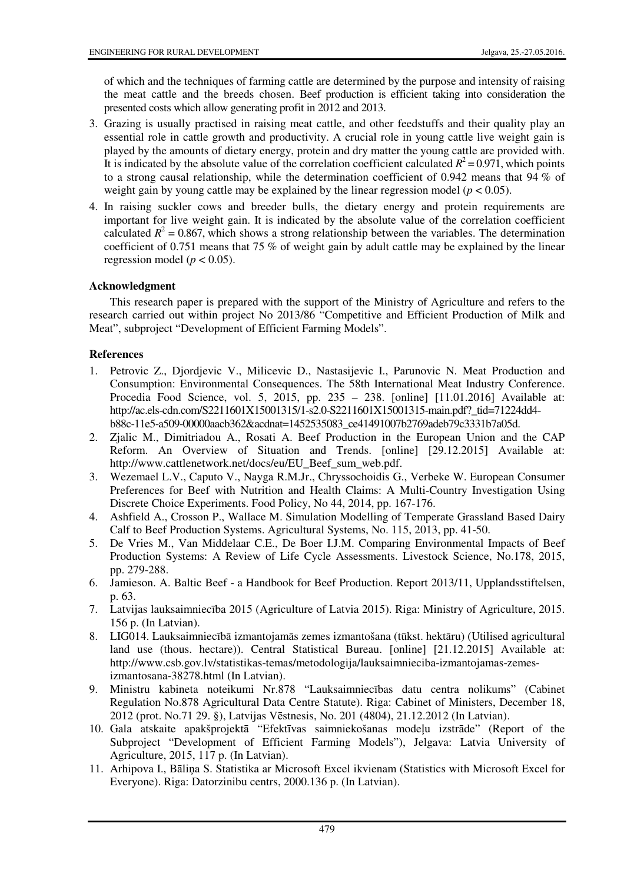of which and the techniques of farming cattle are determined by the purpose and intensity of raising the meat cattle and the breeds chosen. Beef production is efficient taking into consideration the presented costs which allow generating profit in 2012 and 2013.

3. Grazing is usually practised in raising meat cattle, and other feedstuffs and their quality play an essential role in cattle growth and productivity. A crucial role in young cattle live weight gain is played by the amounts of dietary energy, protein and dry matter the young cattle are provided with. It is indicated by the absolute value of the correlation coefficient calculated $R^2 = 0.971$, which points to a strong causal relationship, while the determination coefficient of 0.942 means that 94 % of weight gain by young cattle may be explained by the linear regression model ($p < 0.05$).
4. In raising suckler cows and breeder bulls, the dietary energy and protein requirements are important for live weight gain. It is indicated by the absolute value of the correlation coefficient calculated $R^2 = 0.867$, which shows a strong relationship between the variables. The determination coefficient of 0.751 means that 75 % of weight gain by adult cattle may be explained by the linear regression model ($p < 0.05$).

## Acknowledgment

This research paper is prepared with the support of the Ministry of Agriculture and refers to the research carried out within project No 2013/86 "Competitive and Efficient Production of Milk and Meat", subproject "Development of Efficient Farming Models".

## References

1. Petrovic Z., Djordjevic V., Milicevic D., Nastasijevic I., Parunovic N. Meat Production and Consumption: Environmental Consequences. The 58th International Meat Industry Conference. Procedia Food Science, vol. 5, 2015, pp. 235 – 238. [online] [11.01.2016] Available at: http://ac.els-cdn.com/S2211601X15001315/1-s2.0-S2211601X15001315-main.pdf?_tid=71224dd4-b88c-11e5-a509-00000aacb362&acdnat=1452535083_ce41491007b2769adeb79c3331b7a05d.
2. Zjalic M., Dimitriadou A., Rosati A. Beef Production in the European Union and the CAP Reform. An Overview of Situation and Trends. [online] [29.12.2015] Available at: http://www.cattlenetwork.net/docs/eu/EU_Beef_sum_web.pdf.
3. Wezemael L.V., Caputo V., Nayga R.M.Jr., Chryssochoidis G., Verbeke W. European Consumer Preferences for Beef with Nutrition and Health Claims: A Multi-Country Investigation Using Discrete Choice Experiments. Food Policy, No 44, 2014, pp. 167-176.
4. Ashfield A., Crosson P., Wallace M. Simulation Modelling of Temperate Grassland Based Dairy Calf to Beef Production Systems. Agricultural Systems, No. 115, 2013, pp. 41-50.
5. De Vries M., Van Middelaar C.E., De Boer I.J.M. Comparing Environmental Impacts of Beef Production Systems: A Review of Life Cycle Assessments. Livestock Science, No.178, 2015, pp. 279-288.
6. Jamieson. A. Baltic Beef - a Handbook for Beef Production. Report 2013/11, Upplandsstiftelsen, p. 63.
7. Latvijas lauksaimniecība 2015 (Agriculture of Latvia 2015). Riga: Ministry of Agriculture, 2015. 156 p. (In Latvian).
8. LIG014. Lauksaimniecībā izmantojamās zemes izmantošana (tūkst. hektāru) (Utilised agricultural land use (thous. hectare)). Central Statistical Bureau. [online] [21.12.2015] Available at: http://www.csb.gov.lv/statistikas-temas/metodologija/lauksaimnieciba-izmantojamas-zemes-izmantosana-38278.html (In Latvian).
9. Ministru kabineta noteikumi Nr.878 "Lauksaimniecības datu centra nolikums" (Cabinet Regulation No.878 Agricultural Data Centre Statute). Riga: Cabinet of Ministers, December 18, 2012 (prot. No.71 29. §), Latvijas Vēstnesis, No. 201 (4804), 21.12.2012 (In Latvian).
10. Gala atskaite apakšprojektā "Efektīvas saimniekošanas modeļu izstrāde" (Report of the Subproject "Development of Efficient Farming Models"), Jelgava: Latvia University of Agriculture, 2015, 117 p. (In Latvian).
11. Arhipova I., Bāliņa S. Statistika ar Microsoft Excel ikvienam (Statistics with Microsoft Excel for Everyone). Riga: Datorzinibu centrs, 2000.136 p. (In Latvian).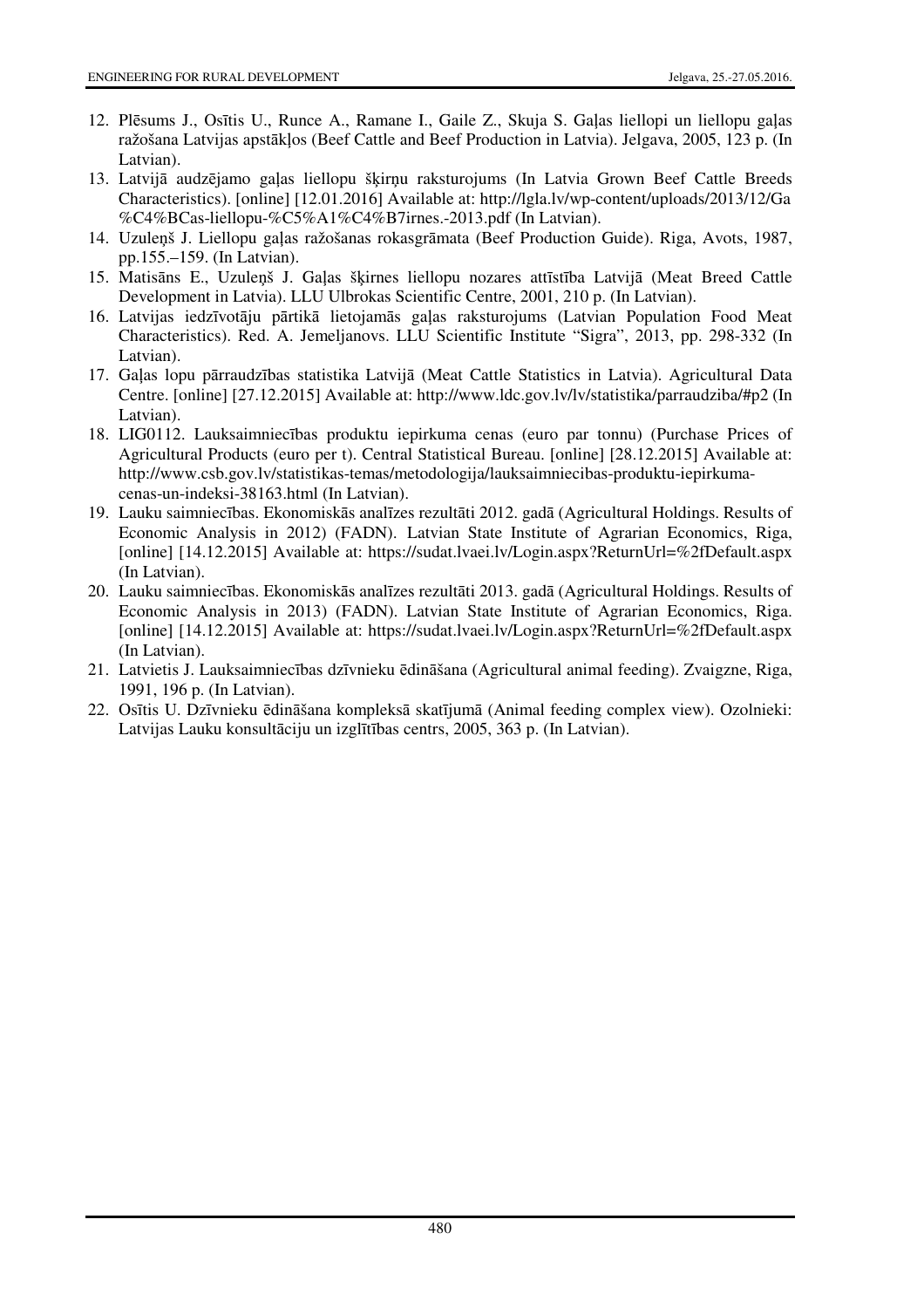12. Plēsums J., Osītis U., Runce A., Ramane I., Gaile Z., Skuja S. Gaļas liellopi un liellopu gaļas ražošana Latvijas apstākļos (Beef Cattle and Beef Production in Latvia). Jelgava, 2005, 123 p. (In Latvian).
13. Latvijā audzējamo gaļas liellopu šķirņu raksturojums (In Latvia Grown Beef Cattle Breeds Characteristics). [online] [12.01.2016] Available at: http://lgla.lv/wp-content/uploads/2013/12/Ga%C4%BCas-liellopu-%C5%A1%C4%B7irnes.-2013.pdf (In Latvian).
14. Uzuleņš J. Liellopu gaļas ražošanas rokasgrāmata (Beef Production Guide). Riga, Avots, 1987, pp.155.–159. (In Latvian).
15. Matisāns E., Uzuleņš J. Gaļas šķirnes liellopu nozares attīstība Latvijā (Meat Breed Cattle Development in Latvia). LLU Ulbrokas Scientific Centre, 2001, 210 p. (In Latvian).
16. Latvijas iedzīvotāju pārtikā lietojamās gaļas raksturojums (Latvian Population Food Meat Characteristics). Red. A. Jemeljanovs. LLU Scientific Institute "Sigra", 2013, pp. 298-332 (In Latvian).
17. Gaļas lopu pārraudzības statistika Latvijā (Meat Cattle Statistics in Latvia). Agricultural Data Centre. [online] [27.12.2015] Available at: http://www.ldc.gov.lv/lv/statistika/parraudziba/#p2 (In Latvian).
18. LIG0112. Lauksaimniecības produktu iepirkuma cenas (euro par tonnu) (Purchase Prices of Agricultural Products (euro per t). Central Statistical Bureau. [online] [28.12.2015] Available at: http://www.csb.gov.lv/statistikas-temas/metodologija/lauksaimniecibas-produktu-iepirkuma-cenas-un-indeksi-38163.html (In Latvian).
19. Lauku saimniecības. Ekonomiskās analīzes rezultāti 2012. gadā (Agricultural Holdings. Results of Economic Analysis in 2012) (FADN). Latvian State Institute of Agrarian Economics, Riga, [online] [14.12.2015] Available at: https://sudat.lvaei.lv/Login.aspx?ReturnUrl=%2fDefault.aspx (In Latvian).
20. Lauku saimniecības. Ekonomiskās analīzes rezultāti 2013. gadā (Agricultural Holdings. Results of Economic Analysis in 2013) (FADN). Latvian State Institute of Agrarian Economics, Riga. [online] [14.12.2015] Available at: https://sudat.lvaei.lv/Login.aspx?ReturnUrl=%2fDefault.aspx (In Latvian).
21. Latvietis J. Lauksaimniecības dzīvnieku ēdināšana (Agricultural animal feeding). Zvaigzne, Riga, 1991, 196 p. (In Latvian).
22. Osītis U. Dzīvnieku ēdināšana kompleksā skatījumā (Animal feeding complex view). Ozolnieki: Latvijas Lauku konsultāciju un izglītības centrs, 2005, 363 p. (In Latvian).